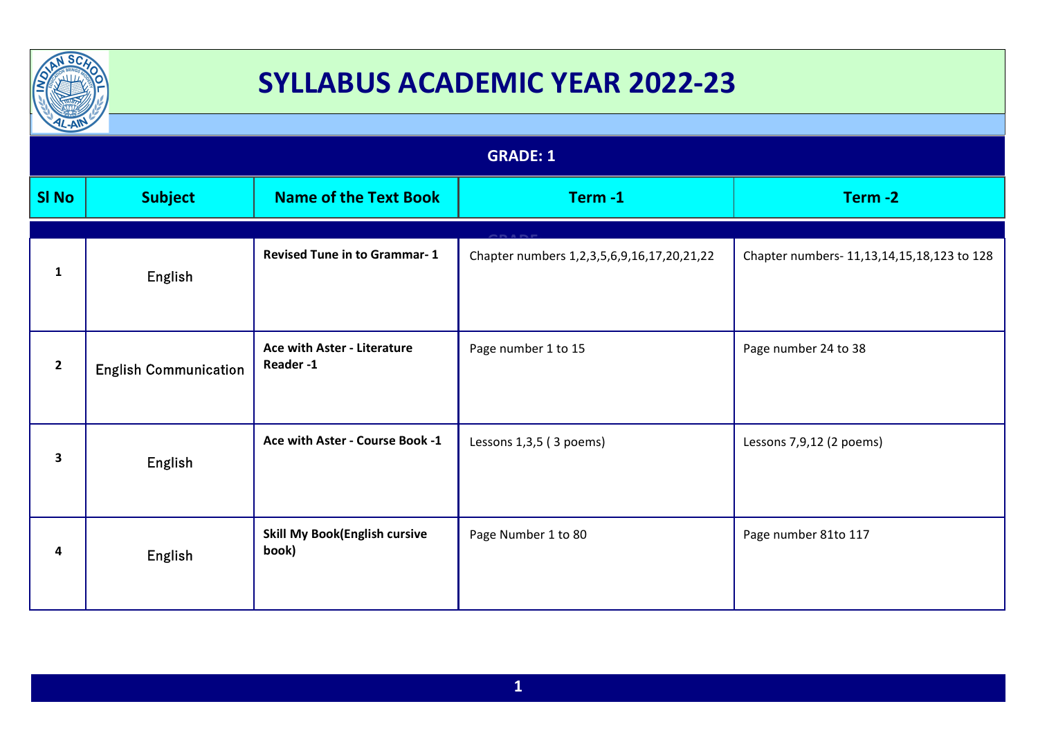# SYLLABUS ACADEMIC YEAR 2022-23

## GRADE: 1

| Sl No | Subject | Name of the Text Book | Term -1 | Term -2 |
|---|---|---|---|---|
| 1 | English | **Revised Tune in to Grammar- 1** | Chapter numbers 1,2,3,5,6,9,16,17,20,21,22 | Chapter numbers- 11,13,14,15,18,123 to 128 |
| 2 | English Communication | **Ace with Aster - Literature Reader -1** | Page number 1 to 15 | Page number 24 to 38 |
| 3 | English | **Ace with Aster - Course Book -1** | Lessons 1,3,5 ( 3 poems) | Lessons 7,9,12 (2 poems) |
| 4 | English | **Skill My Book(English cursive book)** | Page Number 1 to 80 | Page number 81to 117 |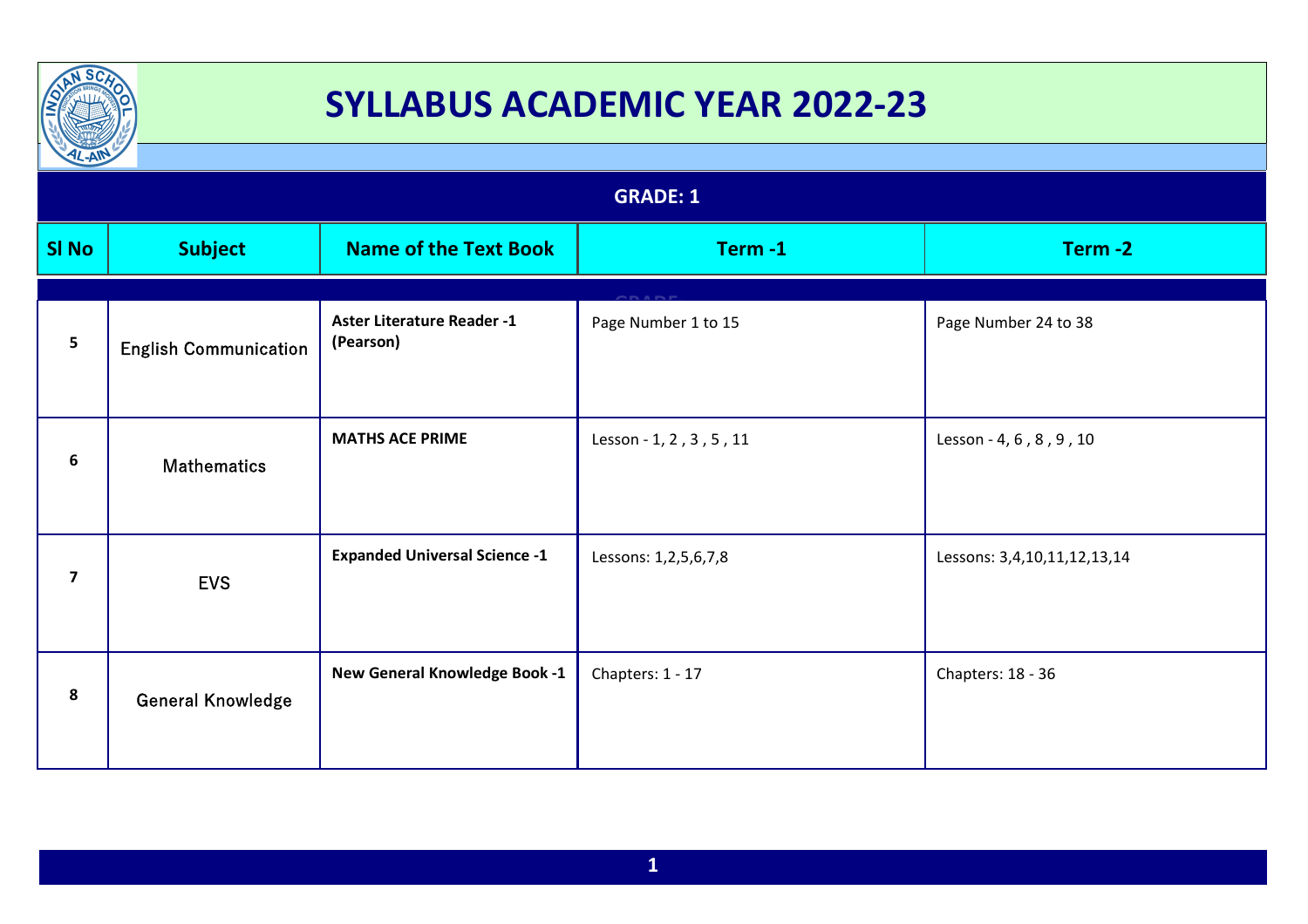# SYLLABUS ACADEMIC YEAR 2022-23

## GRADE: 1

| Sl No | Subject | Name of the Text Book | Term -1 | Term -2 |
|---|---|---|---|---|
| 5 | English Communication | **Aster Literature Reader -1 (Pearson)** | Page Number 1 to 15 | Page Number 24 to 38 |
| 6 | Mathematics | **MATHS ACE PRIME** | Lesson - 1, 2 , 3 , 5 , 11 | Lesson - 4, 6 , 8 , 9 , 10 |
| 7 | EVS | **Expanded Universal Science -1** | Lessons: 1,2,5,6,7,8 | Lessons: 3,4,10,11,12,13,14 |
| 8 | General Knowledge | **New General Knowledge Book -1** | Chapters: 1 - 17 | Chapters: 18 - 36 |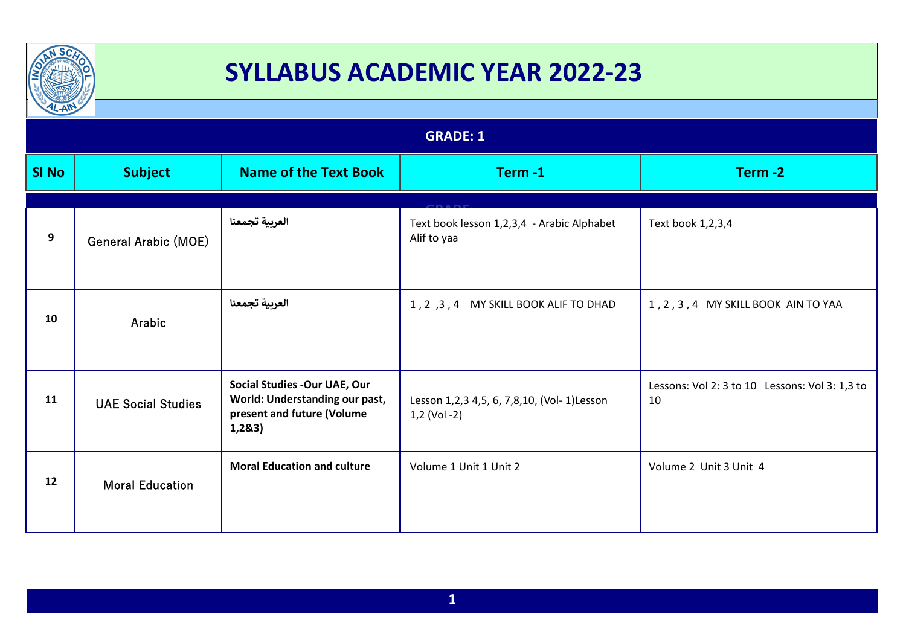# SYLLABUS ACADEMIC YEAR 2022-23

## GRADE: 1

| Sl No | Subject | Name of the Text Book | Term -1 | Term -2 |
|---|---|---|---|---|
| 9 | General Arabic (MOE) | **العربية تجمعنا** | Text book lesson 1,2,3,4 - Arabic Alphabet Alif to yaa | Text book 1,2,3,4 |
| 10 | Arabic | **العربية تجمعنا** | 1 , 2 ,3 , 4 MY SKILL BOOK ALIF TO DHAD | 1 , 2 , 3 , 4 MY SKILL BOOK AIN TO YAA |
| 11 | UAE Social Studies | **Social Studies -Our UAE, Our World: Understanding our past, present and future (Volume 1,2&3)** | Lesson 1,2,3 4,5, 6, 7,8,10, (Vol- 1)Lesson 1,2 (Vol -2) | Lessons: Vol 2: 3 to 10 Lessons: Vol 3: 1,3 to 10 |
| 12 | Moral Education | **Moral Education and culture** | Volume 1 Unit 1 Unit 2 | Volume 2 Unit 3 Unit 4 |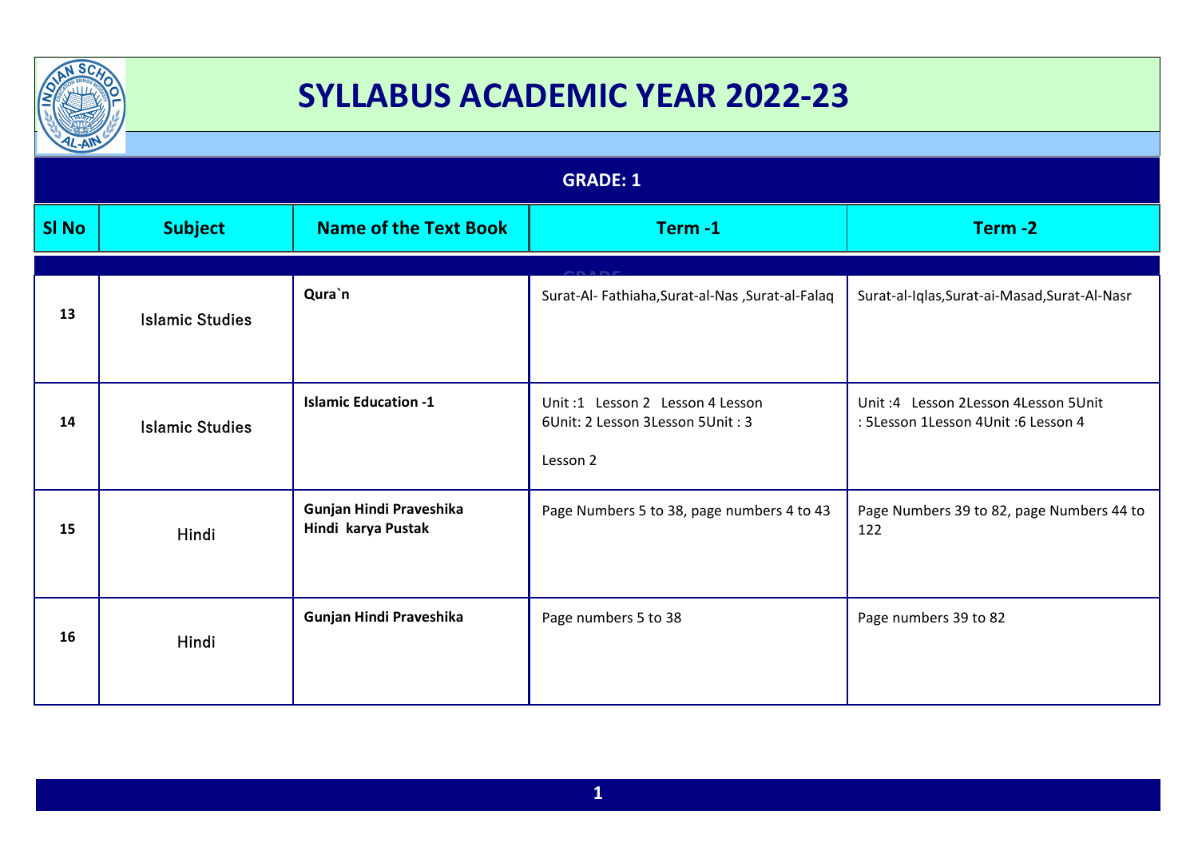# SYLLABUS ACADEMIC YEAR 2022-23

## GRADE: 1

| Sl No | Subject | Name of the Text Book | Term -1 | Term -2 |
|---|---|---|---|---|
| 13 | Islamic Studies | **Qura`n** | Surat-Al- Fathiaha,Surat-al-Nas ,Surat-al-Falaq | Surat-al-Iqlas,Surat-ai-Masad,Surat-Al-Nasr |
| 14 | Islamic Studies | **Islamic Education -1** | Unit :1 Lesson 2 Lesson 4 Lesson 6Unit: 2 Lesson 3Lesson 5Unit : 3<br><br>Lesson 2 | Unit :4 Lesson 2Lesson 4Lesson 5Unit : 5Lesson 1Lesson 4Unit :6 Lesson 4 |
| 15 | Hindi | **Gunjan Hindi Praveshika Hindi karya Pustak** | Page Numbers 5 to 38, page numbers 4 to 43 | Page Numbers 39 to 82, page Numbers 44 to 122 |
| 16 | Hindi | **Gunjan Hindi Praveshika** | Page numbers 5 to 38 | Page numbers 39 to 82 |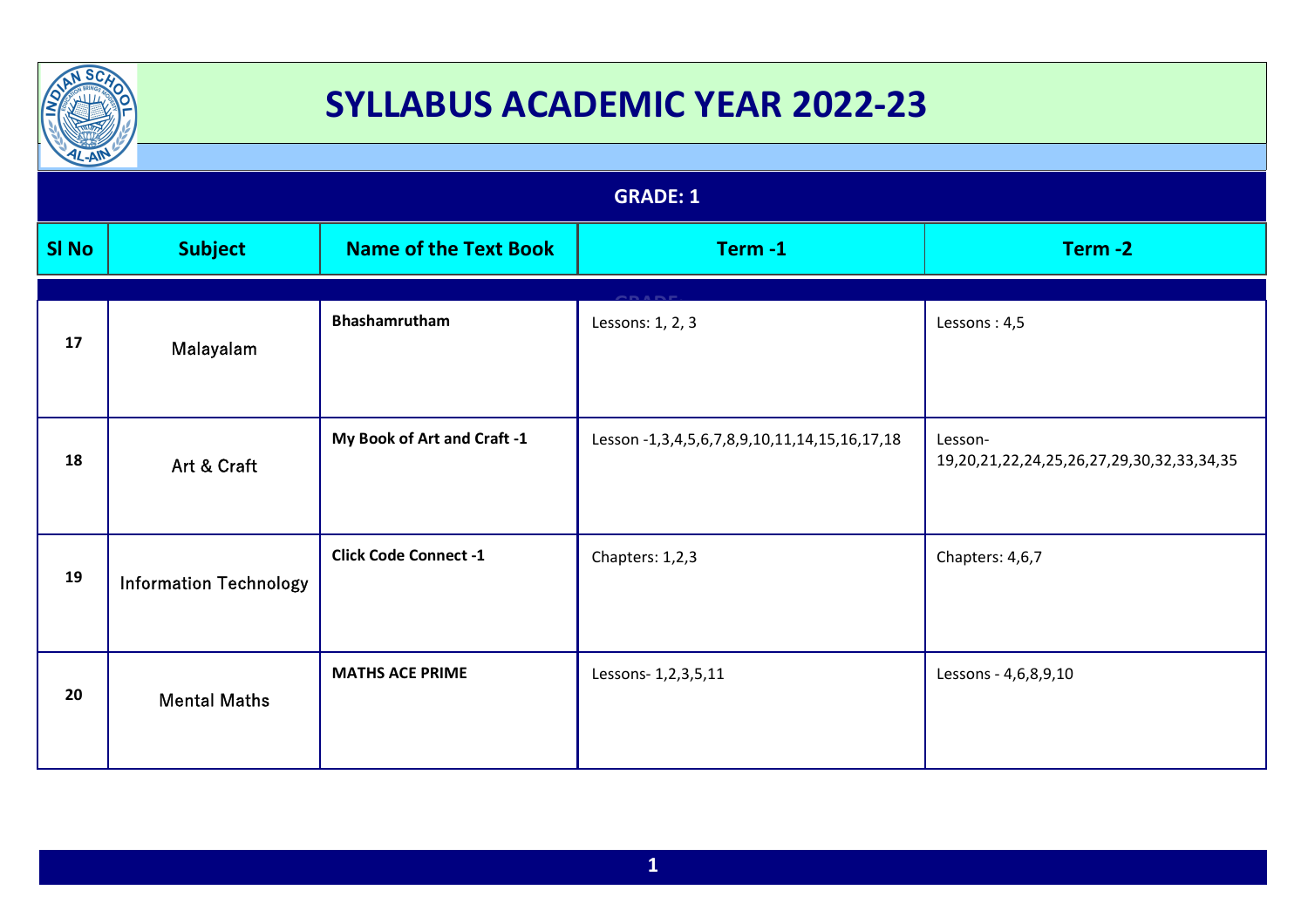# SYLLABUS ACADEMIC YEAR 2022-23

## GRADE: 1

| Sl No | Subject | Name of the Text Book | Term -1 | Term -2 |
|---|---|---|---|---|
| 17 | Malayalam | **Bhashamrutham** | Lessons: 1, 2, 3 | Lessons : 4,5 |
| 18 | Art & Craft | **My Book of Art and Craft -1** | Lesson -1,3,4,5,6,7,8,9,10,11,14,15,16,17,18 | Lesson- 19,20,21,22,24,25,26,27,29,30,32,33,34,35 |
| 19 | Information Technology | **Click Code Connect -1** | Chapters: 1,2,3 | Chapters: 4,6,7 |
| 20 | Mental Maths | **MATHS ACE PRIME** | Lessons- 1,2,3,5,11 | Lessons - 4,6,8,9,10 |